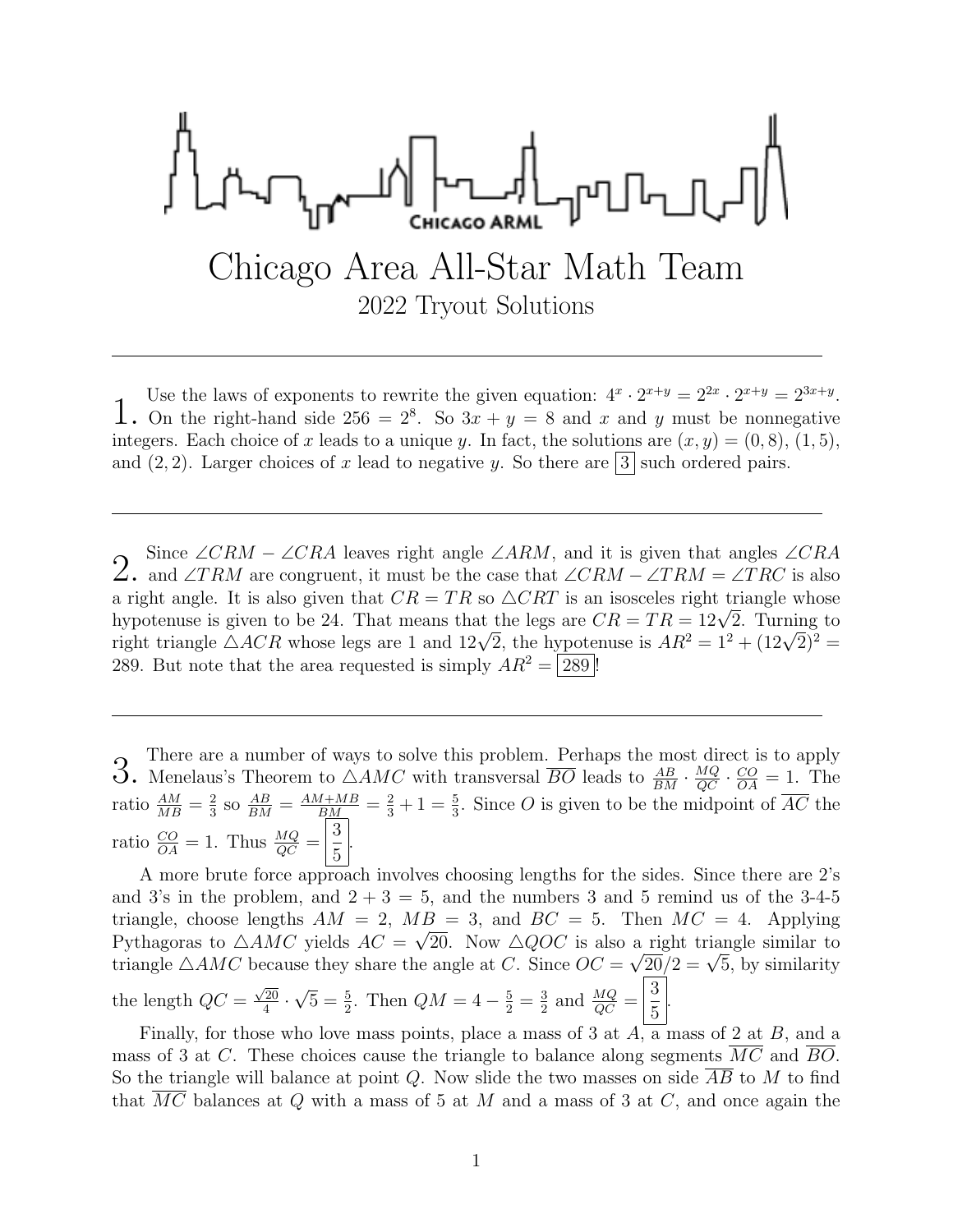# Chicago Area All-Star Math Team

## 2022 Tryout Solutions

---

**1.** Use the laws of exponents to rewrite the given equation: $4^x \cdot 2^{x+y} = 2^{2x} \cdot 2^{x+y} = 2^{3x+y}$. On the right-hand side $256 = 2^8$. So $3x + y = 8$ and $x$ and $y$ must be nonnegative integers. Each choice of $x$ leads to a unique $y$. In fact, the solutions are $(x, y) = (0, 8)$, $(1, 5)$, and $(2, 2)$. Larger choices of $x$ lead to negative $y$. So there are $\boxed{3}$ such ordered pairs.

---

**2.** Since $\angle CRM - \angle CRA$ leaves right angle $\angle ARM$, and it is given that angles $\angle CRA$ and $\angle TRM$ are congruent, it must be the case that $\angle CRM - \angle TRM = \angle TRC$ is also a right angle. It is also given that $CR = TR$ so $\triangle CRT$ is an isosceles right triangle whose hypotenuse is given to be 24. That means that the legs are $CR = TR = 12\sqrt{2}$. Turning to right triangle $\triangle ACR$ whose legs are 1 and $12\sqrt{2}$, the hypotenuse is $AR^2 = 1^2 + (12\sqrt{2})^2 = 289$. But note that the area requested is simply $AR^2 = \boxed{289}$!

---

**3.** There are a number of ways to solve this problem. Perhaps the most direct is to apply Menelaus's Theorem to $\triangle AMC$ with transversal $\overline{BO}$ leads to $\frac{AB}{BM} \cdot \frac{MQ}{QC} \cdot \frac{CO}{OA} = 1$. The ratio $\frac{AM}{MB} = \frac{2}{3}$ so $\frac{AB}{BM} = \frac{AM+MB}{BM} = \frac{2}{3} + 1 = \frac{5}{3}$. Since $O$ is given to be the midpoint of $\overline{AC}$ the ratio $\frac{CO}{OA} = 1$. Thus $\frac{MQ}{QC} = \boxed{\frac{3}{5}}$.

A more brute force approach involves choosing lengths for the sides. Since there are 2's and 3's in the problem, and $2 + 3 = 5$, and the numbers 3 and 5 remind us of the 3-4-5 triangle, choose lengths $AM = 2$, $MB = 3$, and $BC = 5$. Then $MC = 4$. Applying Pythagoras to $\triangle AMC$ yields $AC = \sqrt{20}$. Now $\triangle QOC$ is also a right triangle similar to triangle $\triangle AMC$ because they share the angle at $C$. Since $OC = \sqrt{20}/2 = \sqrt{5}$, by similarity the length $QC = \frac{\sqrt{20}}{4} \cdot \sqrt{5} = \frac{5}{2}$. Then $QM = 4 - \frac{5}{2} = \frac{3}{2}$ and $\frac{MQ}{QC} = \boxed{\frac{3}{5}}$.

Finally, for those who love mass points, place a mass of 3 at $A$, a mass of 2 at $B$, and a mass of 3 at $C$. These choices cause the triangle to balance along segments $\overline{MC}$ and $\overline{BO}$. So the triangle will balance at point $Q$. Now slide the two masses on side $\overline{AB}$ to $M$ to find that $\overline{MC}$ balances at $Q$ with a mass of 5 at $M$ and a mass of 3 at $C$, and once again the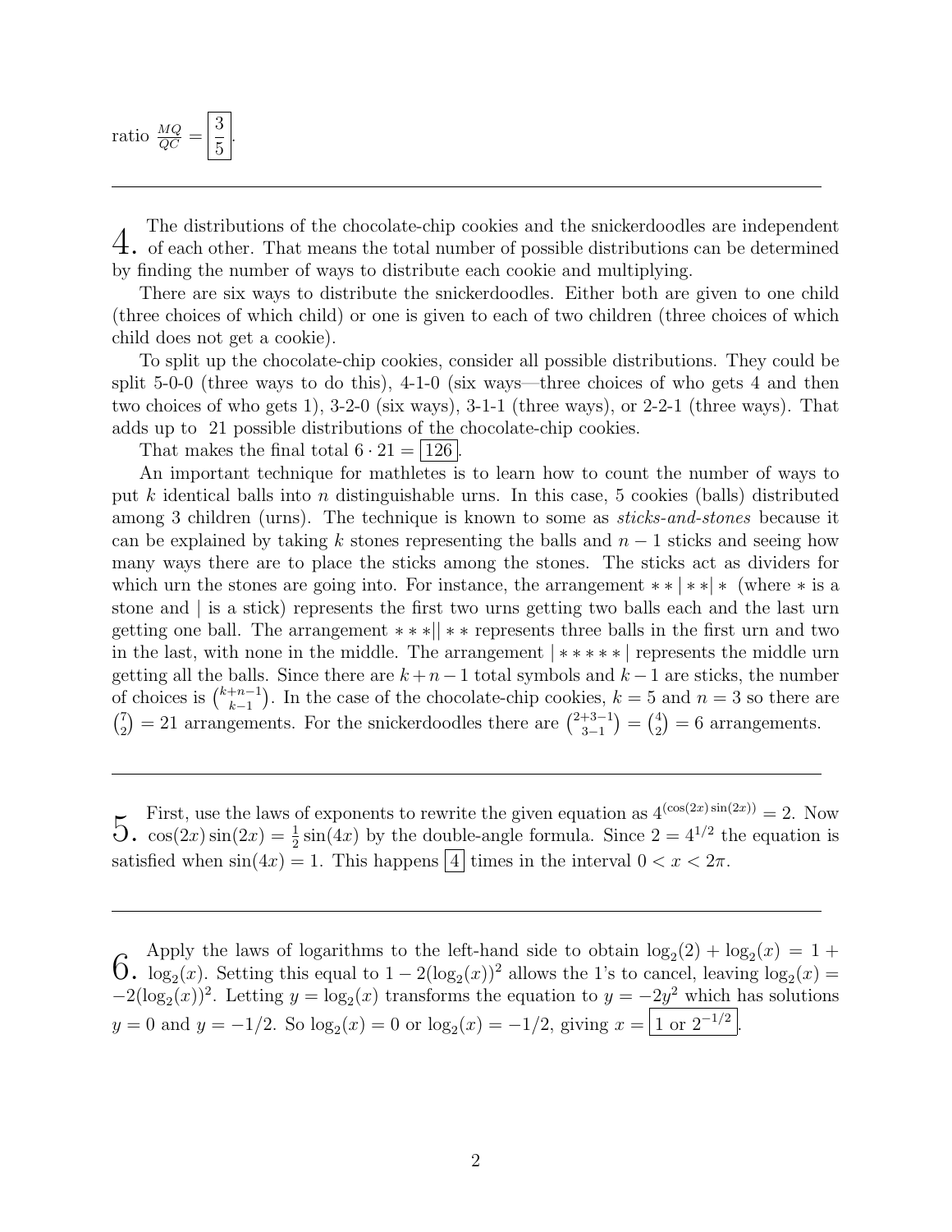ratio $\frac{MQ}{QC} = \boxed{\frac{3}{5}}$.

---

**4.** The distributions of the chocolate-chip cookies and the snickerdoodles are independent of each other. That means the total number of possible distributions can be determined by finding the number of ways to distribute each cookie and multiplying.

There are six ways to distribute the snickerdoodles. Either both are given to one child (three choices of which child) or one is given to each of two children (three choices of which child does not get a cookie).

To split up the chocolate-chip cookies, consider all possible distributions. They could be split 5-0-0 (three ways to do this), 4-1-0 (six ways—three choices of who gets 4 and then two choices of who gets 1), 3-2-0 (six ways), 3-1-1 (three ways), or 2-2-1 (three ways). That adds up to 21 possible distributions of the chocolate-chip cookies.

That makes the final total $6 \cdot 21 = \boxed{126}$.

An important technique for mathletes is to learn how to count the number of ways to put $k$ identical balls into $n$ distinguishable urns. In this case, 5 cookies (balls) distributed among 3 children (urns). The technique is known to some as *sticks-and-stones* because it can be explained by taking $k$ stones representing the balls and $n-1$ sticks and seeing how many ways there are to place the sticks among the stones. The sticks act as dividers for which urn the stones are going into. For instance, the arrangement $**|**|*$ (where $*$ is a stone and $|$ is a stick) represents the first two urns getting two balls each and the last urn getting one ball. The arrangement $***||**$ represents three balls in the first urn and two in the last, with none in the middle. The arrangement $|*****|$ represents the middle urn getting all the balls. Since there are $k+n-1$ total symbols and $k-1$ are sticks, the number of choices is $\binom{k+n-1}{k-1}$. In the case of the chocolate-chip cookies, $k=5$ and $n=3$ so there are $\binom{7}{2} = 21$ arrangements. For the snickerdoodles there are $\binom{2+3-1}{3-1} = \binom{4}{2} = 6$ arrangements.

---

**5.** First, use the laws of exponents to rewrite the given equation as $4^{(\cos(2x)\sin(2x))} = 2$. Now $\cos(2x)\sin(2x) = \frac{1}{2}\sin(4x)$ by the double-angle formula. Since $2 = 4^{1/2}$ the equation is satisfied when $\sin(4x) = 1$. This happens $\boxed{4}$ times in the interval $0 < x < 2\pi$.

---

**6.** Apply the laws of logarithms to the left-hand side to obtain $\log_2(2) + \log_2(x) = 1 + \log_2(x)$. Setting this equal to $1 - 2(\log_2(x))^2$ allows the 1's to cancel, leaving $\log_2(x) = -2(\log_2(x))^2$. Letting $y = \log_2(x)$ transforms the equation to $y = -2y^2$ which has solutions $y = 0$ and $y = -1/2$. So $\log_2(x) = 0$ or $\log_2(x) = -1/2$, giving $x = \boxed{1 \text{ or } 2^{-1/2}}$.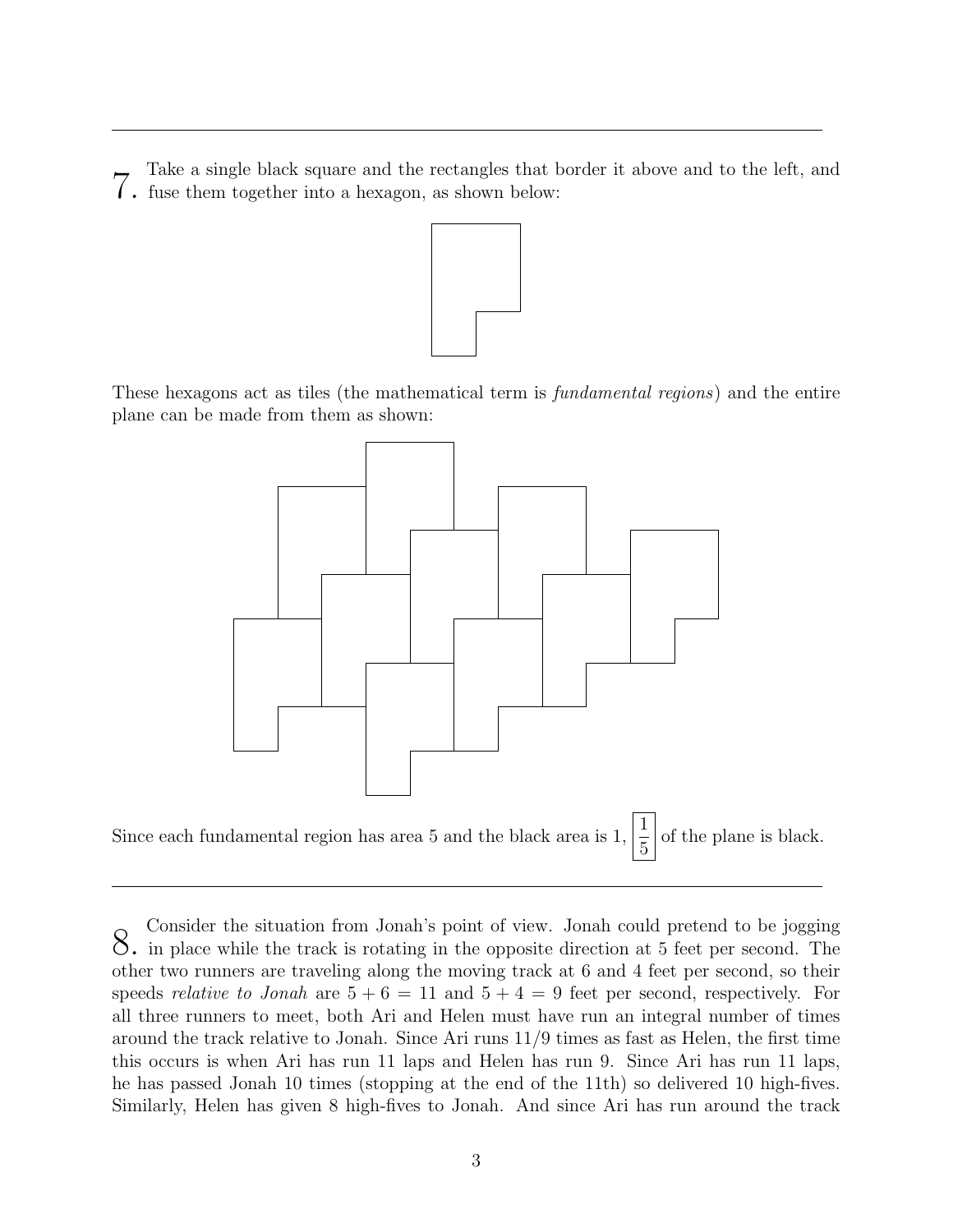---

**7.** Take a single black square and the rectangles that border it above and to the left, and fuse them together into a hexagon, as shown below:

These hexagons act as tiles (the mathematical term is *fundamental regions*) and the entire plane can be made from them as shown:

Since each fundamental region has area 5 and the black area is 1, $\boxed{\frac{1}{5}}$ of the plane is black.

---

**8.** Consider the situation from Jonah's point of view. Jonah could pretend to be jogging in place while the track is rotating in the opposite direction at 5 feet per second. The other two runners are traveling along the moving track at 6 and 4 feet per second, so their speeds *relative to Jonah* are $5 + 6 = 11$ and $5 + 4 = 9$ feet per second, respectively. For all three runners to meet, both Ari and Helen must have run an integral number of times around the track relative to Jonah. Since Ari runs $11/9$ times as fast as Helen, the first time this occurs is when Ari has run 11 laps and Helen has run 9. Since Ari has run 11 laps, he has passed Jonah 10 times (stopping at the end of the 11th) so delivered 10 high-fives. Similarly, Helen has given 8 high-fives to Jonah. And since Ari has run around the track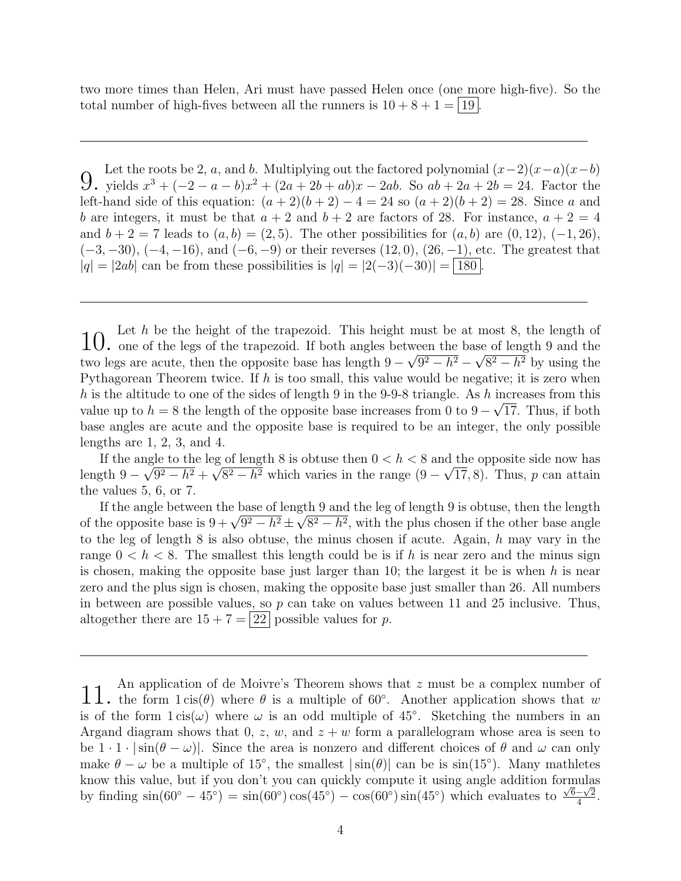two more times than Helen, Ari must have passed Helen once (one more high-five). So the total number of high-fives between all the runners is $10 + 8 + 1 = \boxed{19}$.

---

**9.** Let the roots be 2, $a$, and $b$. Multiplying out the factored polynomial $(x-2)(x-a)(x-b)$ yields $x^3 + (-2-a-b)x^2 + (2a+2b+ab)x - 2ab$. So $ab + 2a + 2b = 24$. Factor the left-hand side of this equation: $(a+2)(b+2) - 4 = 24$ so $(a+2)(b+2) = 28$. Since $a$ and $b$ are integers, it must be that $a+2$ and $b+2$ are factors of 28. For instance, $a+2 = 4$ and $b+2 = 7$ leads to $(a,b) = (2,5)$. The other possibilities for $(a,b)$ are $(0,12)$, $(-1,26)$, $(-3,-30)$, $(-4,-16)$, and $(-6,-9)$ or their reverses $(12,0)$, $(26,-1)$, etc. The greatest that $|q| = |2ab|$ can be from these possibilities is $|q| = |2(-3)(-30)| = \boxed{180}$.

---

**10.** Let $h$ be the height of the trapezoid. This height must be at most 8, the length of one of the legs of the trapezoid. If both angles between the base of length 9 and the two legs are acute, then the opposite base has length $9 - \sqrt{9^2-h^2} - \sqrt{8^2-h^2}$ by using the Pythagorean Theorem twice. If $h$ is too small, this value would be negative; it is zero when $h$ is the altitude to one of the sides of length 9 in the 9-9-8 triangle. As $h$ increases from this value up to $h = 8$ the length of the opposite base increases from 0 to $9 - \sqrt{17}$. Thus, if both base angles are acute and the opposite base is required to be an integer, the only possible lengths are 1, 2, 3, and 4.

If the angle to the leg of length 8 is obtuse then $0 < h < 8$ and the opposite side now has length $9 - \sqrt{9^2-h^2} + \sqrt{8^2-h^2}$ which varies in the range $(9-\sqrt{17}, 8)$. Thus, $p$ can attain the values 5, 6, or 7.

If the angle between the base of length 9 and the leg of length 9 is obtuse, then the length of the opposite base is $9 + \sqrt{9^2-h^2} \pm \sqrt{8^2-h^2}$, with the plus chosen if the other base angle to the leg of length 8 is also obtuse, the minus chosen if acute. Again, $h$ may vary in the range $0 < h < 8$. The smallest this length could be is if $h$ is near zero and the minus sign is chosen, making the opposite base just larger than 10; the largest it be is when $h$ is near zero and the plus sign is chosen, making the opposite base just smaller than 26. All numbers in between are possible values, so $p$ can take on values between 11 and 25 inclusive. Thus, altogether there are $15 + 7 = \boxed{22}$ possible values for $p$.

---

**11.** An application of de Moivre's Theorem shows that $z$ must be a complex number of the form $1\,\text{cis}(\theta)$ where $\theta$ is a multiple of $60^\circ$. Another application shows that $w$ is of the form $1\,\text{cis}(\omega)$ where $\omega$ is an odd multiple of $45^\circ$. Sketching the numbers in an Argand diagram shows that 0, $z$, $w$, and $z + w$ form a parallelogram whose area is seen to be $1 \cdot 1 \cdot |\sin(\theta - \omega)|$. Since the area is nonzero and different choices of $\theta$ and $\omega$ can only make $\theta - \omega$ be a multiple of $15^\circ$, the smallest $|\sin(\theta)|$ can be is $\sin(15^\circ)$. Many mathletes know this value, but if you don't you can quickly compute it using angle addition formulas by finding $\sin(60^\circ - 45^\circ) = \sin(60^\circ)\cos(45^\circ) - \cos(60^\circ)\sin(45^\circ)$ which evaluates to $\frac{\sqrt{6}-\sqrt{2}}{4}$.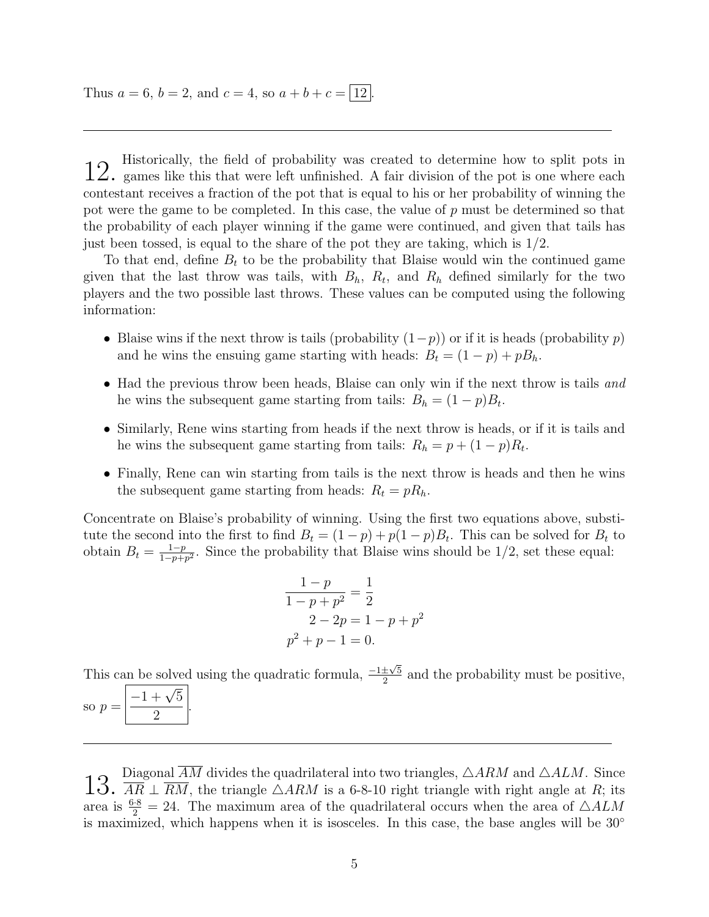Thus $a = 6$, $b = 2$, and $c = 4$, so $a + b + c = \boxed{12}$.

---

**12.** Historically, the field of probability was created to determine how to split pots in games like this that were left unfinished. A fair division of the pot is one where each contestant receives a fraction of the pot that is equal to his or her probability of winning the pot were the game to be completed. In this case, the value of $p$ must be determined so that the probability of each player winning if the game were continued, and given that tails has just been tossed, is equal to the share of the pot they are taking, which is $1/2$.

To that end, define $B_t$ to be the probability that Blaise would win the continued game given that the last throw was tails, with $B_h$, $R_t$, and $R_h$ defined similarly for the two players and the two possible last throws. These values can be computed using the following information:

- Blaise wins if the next throw is tails (probability $(1-p)$) or if it is heads (probability $p$) and he wins the ensuing game starting with heads: $B_t = (1-p) + pB_h$.
- Had the previous throw been heads, Blaise can only win if the next throw is tails *and* he wins the subsequent game starting from tails: $B_h = (1-p)B_t$.
- Similarly, Rene wins starting from heads if the next throw is heads, or if it is tails and he wins the subsequent game starting from tails: $R_h = p + (1-p)R_t$.
- Finally, Rene can win starting from tails is the next throw is heads and then he wins the subsequent game starting from heads: $R_t = pR_h$.

Concentrate on Blaise's probability of winning. Using the first two equations above, substitute the second into the first to find $B_t = (1-p) + p(1-p)B_t$. This can be solved for $B_t$ to obtain $B_t = \frac{1-p}{1-p+p^2}$. Since the probability that Blaise wins should be $1/2$, set these equal:

$$\frac{1-p}{1-p+p^2} = \frac{1}{2}$$
$$2 - 2p = 1 - p + p^2$$
$$p^2 + p - 1 = 0.$$

This can be solved using the quadratic formula, $\frac{-1\pm\sqrt{5}}{2}$ and the probability must be positive, so $p = \boxed{\dfrac{-1+\sqrt{5}}{2}}$.

---

**13.** Diagonal $\overline{AM}$ divides the quadrilateral into two triangles, $\triangle ARM$ and $\triangle ALM$. Since $\overline{AR} \perp \overline{RM}$, the triangle $\triangle ARM$ is a 6-8-10 right triangle with right angle at $R$; its area is $\frac{6\cdot 8}{2} = 24$. The maximum area of the quadrilateral occurs when the area of $\triangle ALM$ is maximized, which happens when it is isosceles. In this case, the base angles will be $30^\circ$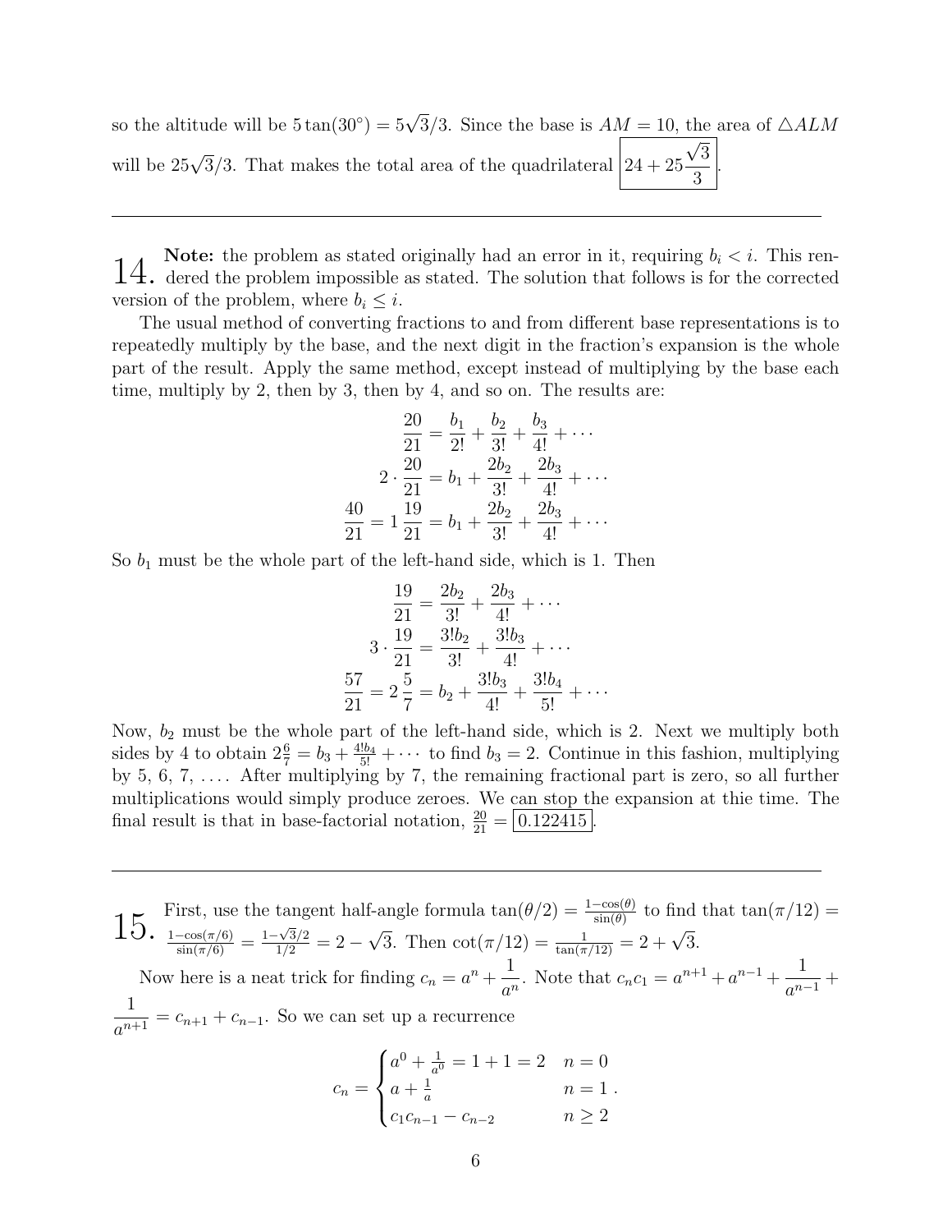so the altitude will be $5\tan(30^\circ) = 5\sqrt{3}/3$. Since the base is $AM = 10$, the area of $\triangle ALM$ will be $25\sqrt{3}/3$. That makes the total area of the quadrilateral $\boxed{24 + 25\frac{\sqrt{3}}{3}}$.

---

**14.** **Note:** the problem as stated originally had an error in it, requiring $b_i < i$. This rendered the problem impossible as stated. The solution that follows is for the corrected version of the problem, where $b_i \leq i$.

The usual method of converting fractions to and from different base representations is to repeatedly multiply by the base, and the next digit in the fraction's expansion is the whole part of the result. Apply the same method, except instead of multiplying by the base each time, multiply by 2, then by 3, then by 4, and so on. The results are:

$$\begin{aligned} \frac{20}{21} &= \frac{b_1}{2!} + \frac{b_2}{3!} + \frac{b_3}{4!} + \cdots \\ 2 \cdot \frac{20}{21} &= b_1 + \frac{2b_2}{3!} + \frac{2b_3}{4!} + \cdots \\ \frac{40}{21} = 1\,\frac{19}{21} &= b_1 + \frac{2b_2}{3!} + \frac{2b_3}{4!} + \cdots \end{aligned}$$

So $b_1$ must be the whole part of the left-hand side, which is 1. Then

$$\begin{aligned} \frac{19}{21} &= \frac{2b_2}{3!} + \frac{2b_3}{4!} + \cdots \\ 3 \cdot \frac{19}{21} &= \frac{3!b_2}{3!} + \frac{3!b_3}{4!} + \cdots \\ \frac{57}{21} = 2\,\frac{5}{7} &= b_2 + \frac{3!b_3}{4!} + \frac{3!b_4}{5!} + \cdots \end{aligned}$$

Now, $b_2$ must be the whole part of the left-hand side, which is 2. Next we multiply both sides by 4 to obtain $2\frac{6}{7} = b_3 + \frac{4!b_4}{5!} + \cdots$ to find $b_3 = 2$. Continue in this fashion, multiplying by 5, 6, 7, .... After multiplying by 7, the remaining fractional part is zero, so all further multiplications would simply produce zeroes. We can stop the expansion at thie time. The final result is that in base-factorial notation, $\frac{20}{21} = \boxed{0.122415}$.

---

**15.** First, use the tangent half-angle formula $\tan(\theta/2) = \frac{1-\cos(\theta)}{\sin(\theta)}$ to find that $\tan(\pi/12) = \frac{1-\cos(\pi/6)}{\sin(\pi/6)} = \frac{1-\sqrt{3}/2}{1/2} = 2 - \sqrt{3}$. Then $\cot(\pi/12) = \frac{1}{\tan(\pi/12)} = 2 + \sqrt{3}$.

Now here is a neat trick for finding $c_n = a^n + \dfrac{1}{a^n}$. Note that $c_n c_1 = a^{n+1} + a^{n-1} + \dfrac{1}{a^{n-1}} + \dfrac{1}{a^{n+1}} = c_{n+1} + c_{n-1}$. So we can set up a recurrence

$$c_n = \begin{cases} a^0 + \frac{1}{a^0} = 1 + 1 = 2 & n = 0 \\ a + \frac{1}{a} & n = 1 \\ c_1 c_{n-1} - c_{n-2} & n \geq 2 \end{cases}.$$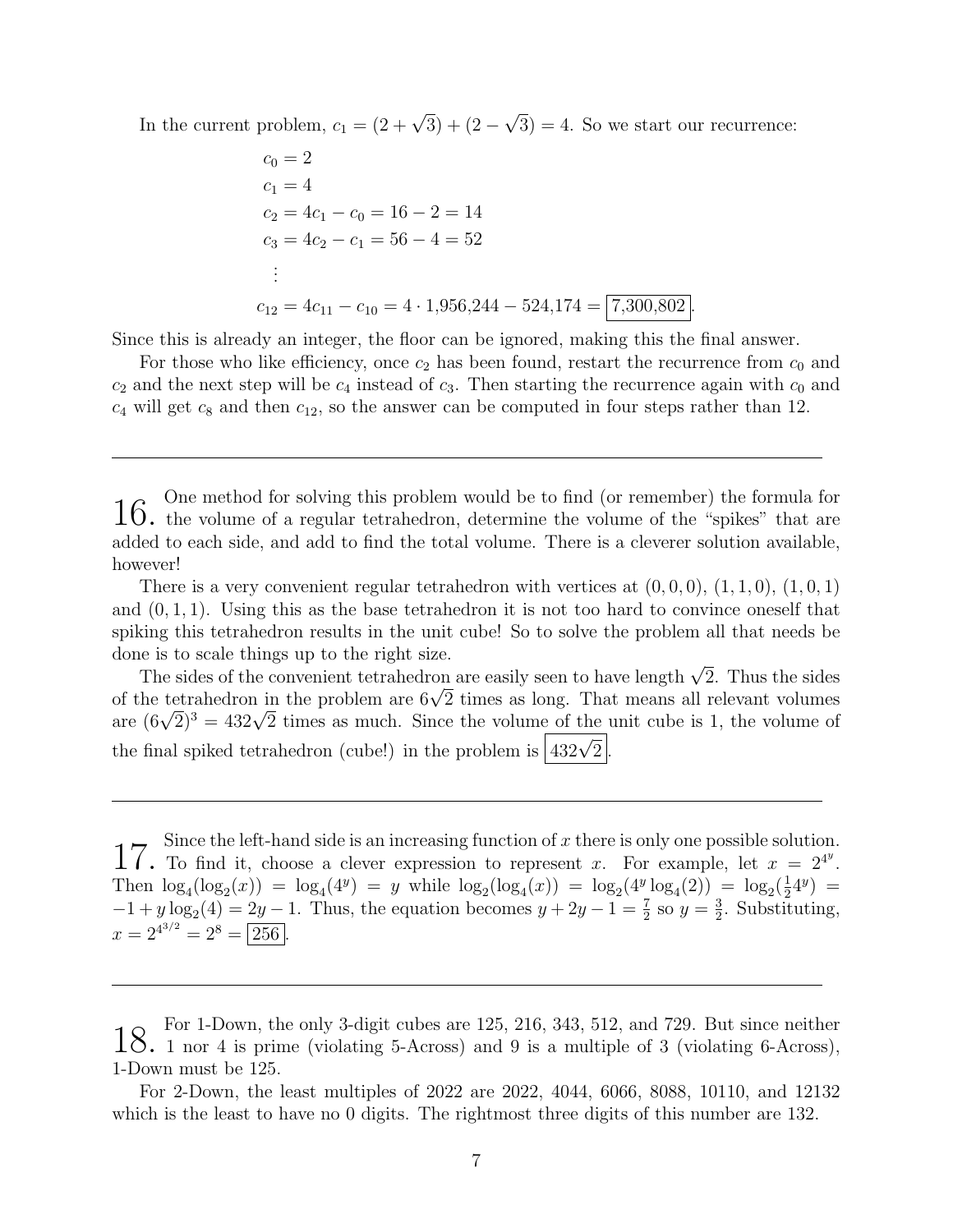In the current problem, $c_1 = (2+\sqrt{3}) + (2-\sqrt{3}) = 4$. So we start our recurrence:

$$\begin{aligned}
c_0 &= 2 \\
c_1 &= 4 \\
c_2 &= 4c_1 - c_0 = 16 - 2 = 14 \\
c_3 &= 4c_2 - c_1 = 56 - 4 = 52 \\
&\vdots \\
c_{12} &= 4c_{11} - c_{10} = 4 \cdot 1{,}956{,}244 - 524{,}174 = \boxed{7{,}300{,}802}.
\end{aligned}$$

Since this is already an integer, the floor can be ignored, making this the final answer.

For those who like efficiency, once $c_2$ has been found, restart the recurrence from $c_0$ and $c_2$ and the next step will be $c_4$ instead of $c_3$. Then starting the recurrence again with $c_0$ and $c_4$ will get $c_8$ and then $c_{12}$, so the answer can be computed in four steps rather than 12.

---

**16.** One method for solving this problem would be to find (or remember) the formula for the volume of a regular tetrahedron, determine the volume of the "spikes" that are added to each side, and add to find the total volume. There is a cleverer solution available, however!

There is a very convenient regular tetrahedron with vertices at $(0,0,0)$, $(1,1,0)$, $(1,0,1)$ and $(0,1,1)$. Using this as the base tetrahedron it is not too hard to convince oneself that spiking this tetrahedron results in the unit cube! So to solve the problem all that needs be done is to scale things up to the right size.

The sides of the convenient tetrahedron are easily seen to have length $\sqrt{2}$. Thus the sides of the tetrahedron in the problem are $6\sqrt{2}$ times as long. That means all relevant volumes are $(6\sqrt{2})^3 = 432\sqrt{2}$ times as much. Since the volume of the unit cube is 1, the volume of the final spiked tetrahedron (cube!) in the problem is $\boxed{432\sqrt{2}}$.

---

**17.** Since the left-hand side is an increasing function of $x$ there is only one possible solution. To find it, choose a clever expression to represent $x$. For example, let $x = 2^{4^y}$. Then $\log_4(\log_2(x)) = \log_4(4^y) = y$ while $\log_2(\log_4(x)) = \log_2(4^y \log_4(2)) = \log_2(\frac{1}{2}4^y) = -1 + y\log_2(4) = 2y - 1$. Thus, the equation becomes $y + 2y - 1 = \frac{7}{2}$ so $y = \frac{3}{2}$. Substituting, $x = 2^{4^{3/2}} = 2^8 = \boxed{256}$.

---

**18.** For 1-Down, the only 3-digit cubes are 125, 216, 343, 512, and 729. But since neither 1 nor 4 is prime (violating 5-Across) and 9 is a multiple of 3 (violating 6-Across), 1-Down must be 125.

For 2-Down, the least multiples of 2022 are 2022, 4044, 6066, 8088, 10110, and 12132 which is the least to have no 0 digits. The rightmost three digits of this number are 132.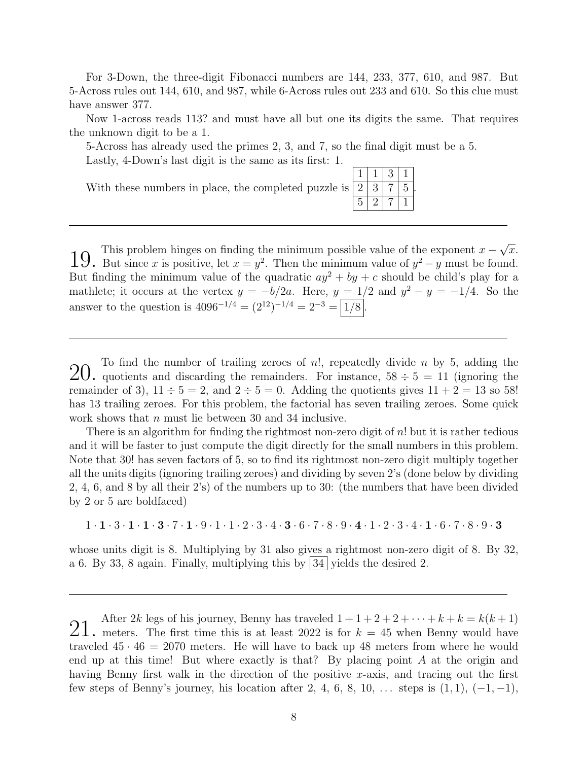For 3-Down, the three-digit Fibonacci numbers are 144, 233, 377, 610, and 987. But 5-Across rules out 144, 610, and 987, while 6-Across rules out 233 and 610. So this clue must have answer 377.

Now 1-across reads 113? and must have all but one its digits the same. That requires the unknown digit to be a 1.

5-Across has already used the primes 2, 3, and 7, so the final digit must be a 5.

Lastly, 4-Down's last digit is the same as its first: 1.

With these numbers in place, the completed puzzle is

| | | | |
|---|---|---|---|
| 1 | 1 | 3 | 1 |
| 2 | 3 | 7 | 5 |
| 5 | 2 | 7 | 1 |

---

**19.** This problem hinges on finding the minimum possible value of the exponent $x - \sqrt{x}$. But since $x$ is positive, let $x = y^2$. Then the minimum value of $y^2 - y$ must be found. But finding the minimum value of the quadratic $ay^2 + by + c$ should be child's play for a mathlete; it occurs at the vertex $y = -b/2a$. Here, $y = 1/2$ and $y^2 - y = -1/4$. So the answer to the question is $4096^{-1/4} = (2^{12})^{-1/4} = 2^{-3} = \boxed{1/8}$.

---

**20.** To find the number of trailing zeroes of $n!$, repeatedly divide $n$ by 5, adding the quotients and discarding the remainders. For instance, $58 \div 5 = 11$ (ignoring the remainder of 3), $11 \div 5 = 2$, and $2 \div 5 = 0$. Adding the quotients gives $11 + 2 = 13$ so 58! has 13 trailing zeroes. For this problem, the factorial has seven trailing zeroes. Some quick work shows that $n$ must lie between 30 and 34 inclusive.

There is an algorithm for finding the rightmost non-zero digit of $n!$ but it is rather tedious and it will be faster to just compute the digit directly for the small numbers in this problem. Note that 30! has seven factors of 5, so to find its rightmost non-zero digit multiply together all the units digits (ignoring trailing zeroes) and dividing by seven 2's (done below by dividing 2, 4, 6, and 8 by all their 2's) of the numbers up to 30: (the numbers that have been divided by 2 or 5 are boldfaced)

$$1 \cdot \mathbf{1} \cdot 3 \cdot \mathbf{1} \cdot \mathbf{1} \cdot \mathbf{3} \cdot 7 \cdot \mathbf{1} \cdot 9 \cdot 1 \cdot 1 \cdot 2 \cdot 3 \cdot 4 \cdot \mathbf{3} \cdot 6 \cdot 7 \cdot 8 \cdot 9 \cdot \mathbf{4} \cdot 1 \cdot 2 \cdot 3 \cdot 4 \cdot \mathbf{1} \cdot 6 \cdot 7 \cdot 8 \cdot 9 \cdot \mathbf{3}$$

whose units digit is 8. Multiplying by 31 also gives a rightmost non-zero digit of 8. By 32, a 6. By 33, 8 again. Finally, multiplying this by $\boxed{34}$ yields the desired 2.

---

**21.** After $2k$ legs of his journey, Benny has traveled $1 + 1 + 2 + 2 + \cdots + k + k = k(k+1)$ meters. The first time this is at least 2022 is for $k = 45$ when Benny would have traveled $45 \cdot 46 = 2070$ meters. He will have to back up 48 meters from where he would end up at this time! But where exactly is that? By placing point $A$ at the origin and having Benny first walk in the direction of the positive $x$-axis, and tracing out the first few steps of Benny's journey, his location after 2, 4, 6, 8, 10, … steps is $(1, 1)$, $(-1, -1)$,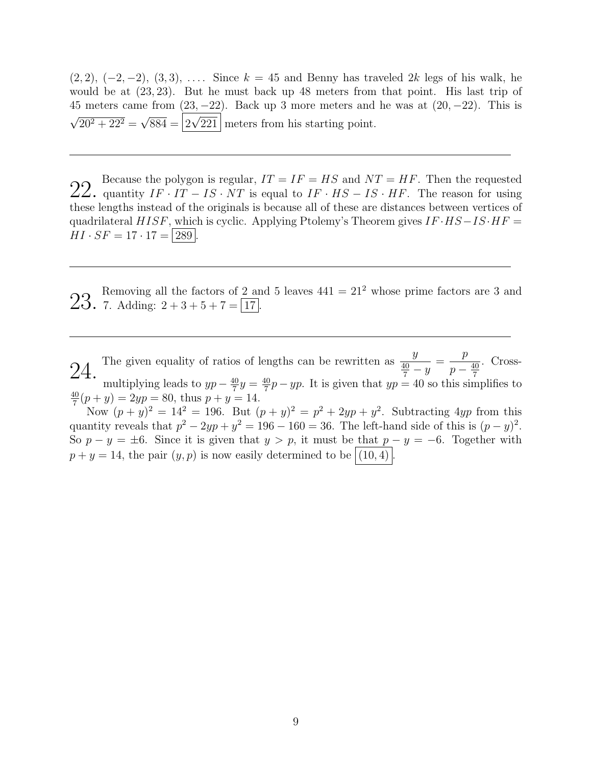$(2, 2)$, $(-2, -2)$, $(3, 3)$, .... Since $k = 45$ and Benny has traveled $2k$ legs of his walk, he would be at $(23, 23)$. But he must back up 48 meters from that point. His last trip of 45 meters came from $(23, -22)$. Back up 3 more meters and he was at $(20, -22)$. This is $\sqrt{20^2 + 22^2} = \sqrt{884} = \boxed{2\sqrt{221}}$ meters from his starting point.

---

**22.** Because the polygon is regular, $IT = IF = HS$ and $NT = HF$. Then the requested quantity $IF \cdot IT - IS \cdot NT$ is equal to $IF \cdot HS - IS \cdot HF$. The reason for using these lengths instead of the originals is because all of these are distances between vertices of quadrilateral $HISF$, which is cyclic. Applying Ptolemy's Theorem gives $IF \cdot HS - IS \cdot HF = HI \cdot SF = 17 \cdot 17 = \boxed{289}$.

---

**23.** Removing all the factors of 2 and 5 leaves $441 = 21^2$ whose prime factors are 3 and 7. Adding: $2 + 3 + 5 + 7 = \boxed{17}$.

---

**24.** The given equality of ratios of lengths can be rewritten as $\dfrac{y}{\frac{40}{7} - y} = \dfrac{p}{p - \frac{40}{7}}$. Cross-multiplying leads to $yp - \frac{40}{7}y = \frac{40}{7}p - yp$. It is given that $yp = 40$ so this simplifies to $\frac{40}{7}(p + y) = 2yp = 80$, thus $p + y = 14$.

Now $(p + y)^2 = 14^2 = 196$. But $(p + y)^2 = p^2 + 2yp + y^2$. Subtracting $4yp$ from this quantity reveals that $p^2 - 2yp + y^2 = 196 - 160 = 36$. The left-hand side of this is $(p - y)^2$. So $p - y = \pm 6$. Since it is given that $y > p$, it must be that $p - y = -6$. Together with $p + y = 14$, the pair $(y, p)$ is now easily determined to be $\boxed{(10, 4)}$.